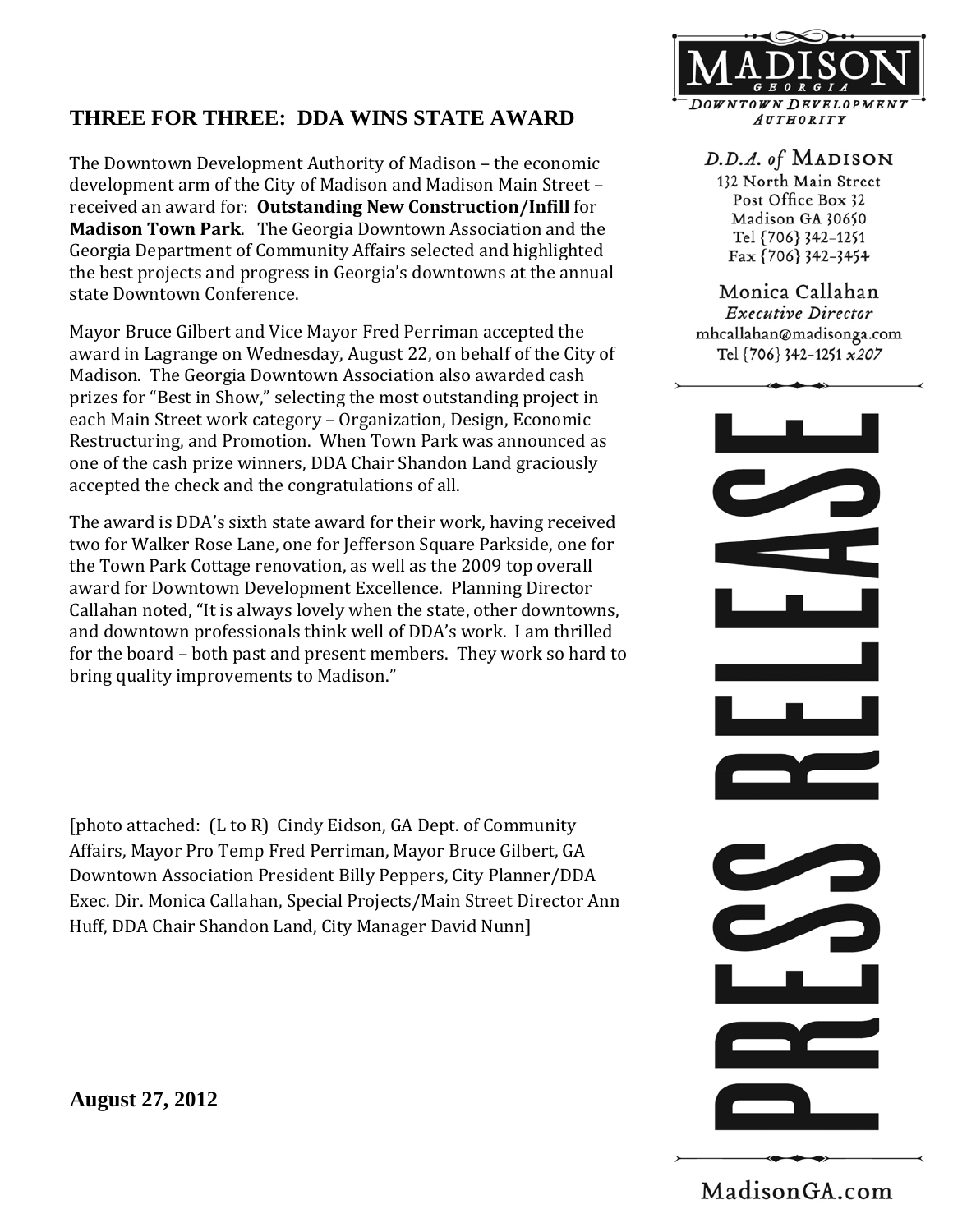**MADISON**
GEORGIA
*DOWNTOWN DEVELOPMENT AUTHORITY*

*D.D.A. of* MADISON
132 North Main Street
Post Office Box 32
Madison GA 30650
Tel {706} 342-1251
Fax {706} 342-3454

Monica Callahan
*Executive Director*
mhcallahan@madisonga.com
Tel {706} 342-1251 *x207*

PRESS RELEASE

## THREE FOR THREE: DDA WINS STATE AWARD

The Downtown Development Authority of Madison – the economic development arm of the City of Madison and Madison Main Street – received an award for: **Outstanding New Construction/Infill** for **Madison Town Park**. The Georgia Downtown Association and the Georgia Department of Community Affairs selected and highlighted the best projects and progress in Georgia's downtowns at the annual state Downtown Conference.

Mayor Bruce Gilbert and Vice Mayor Fred Perriman accepted the award in Lagrange on Wednesday, August 22, on behalf of the City of Madison. The Georgia Downtown Association also awarded cash prizes for "Best in Show," selecting the most outstanding project in each Main Street work category – Organization, Design, Economic Restructuring, and Promotion. When Town Park was announced as one of the cash prize winners, DDA Chair Shandon Land graciously accepted the check and the congratulations of all.

The award is DDA's sixth state award for their work, having received two for Walker Rose Lane, one for Jefferson Square Parkside, one for the Town Park Cottage renovation, as well as the 2009 top overall award for Downtown Development Excellence. Planning Director Callahan noted, "It is always lovely when the state, other downtowns, and downtown professionals think well of DDA's work. I am thrilled for the board – both past and present members. They work so hard to bring quality improvements to Madison."

[photo attached: (L to R) Cindy Eidson, GA Dept. of Community Affairs, Mayor Pro Temp Fred Perriman, Mayor Bruce Gilbert, GA Downtown Association President Billy Peppers, City Planner/DDA Exec. Dir. Monica Callahan, Special Projects/Main Street Director Ann Huff, DDA Chair Shandon Land, City Manager David Nunn]

**August 27, 2012**

MadisonGA.com